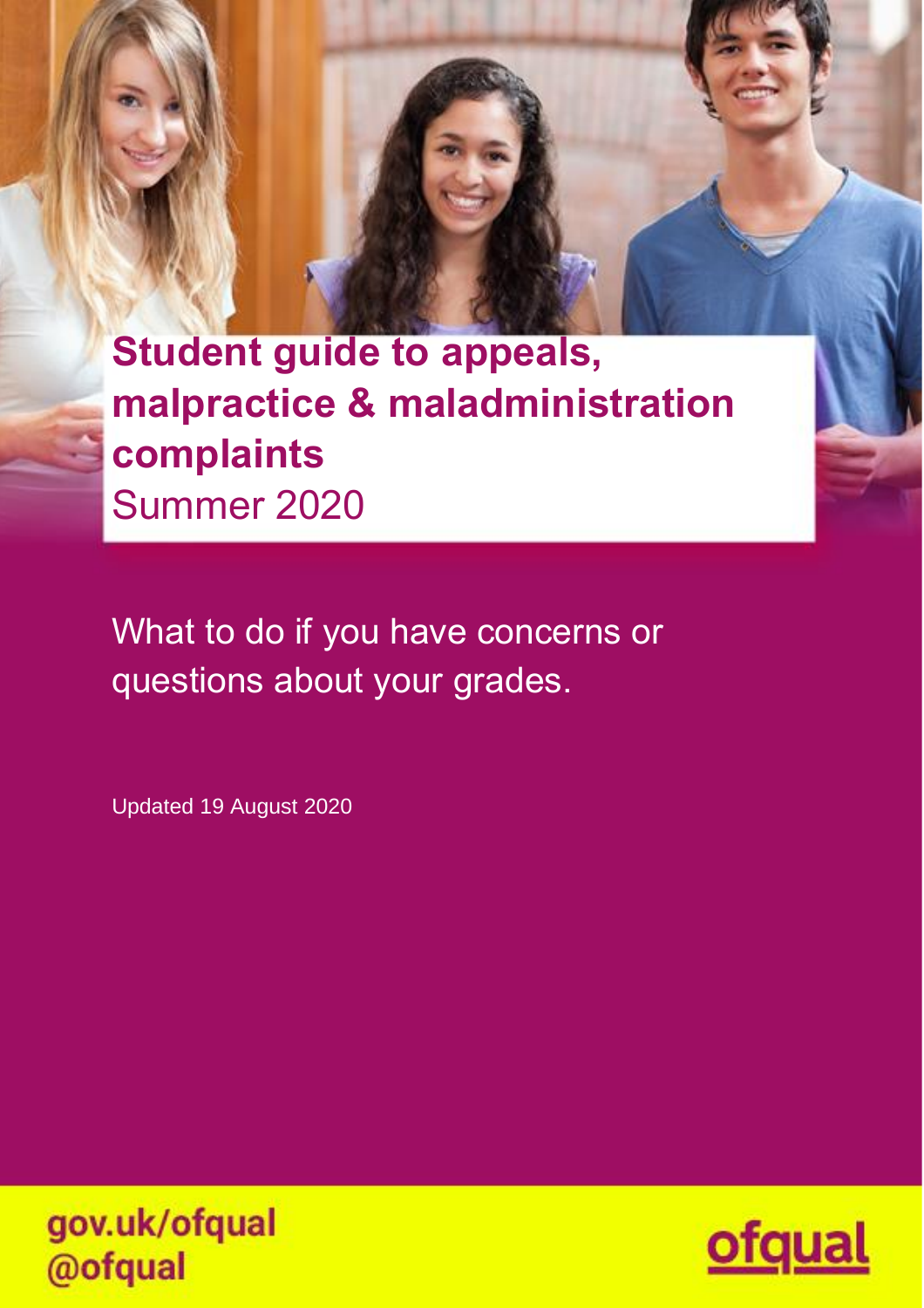# Student guide to appeals, malpractice & maladministration complaints

Summer 2020

What to do if you have concerns or questions about your grades.

Updated 19 August 2020

gov.uk/ofqual
@ofqual

ofqual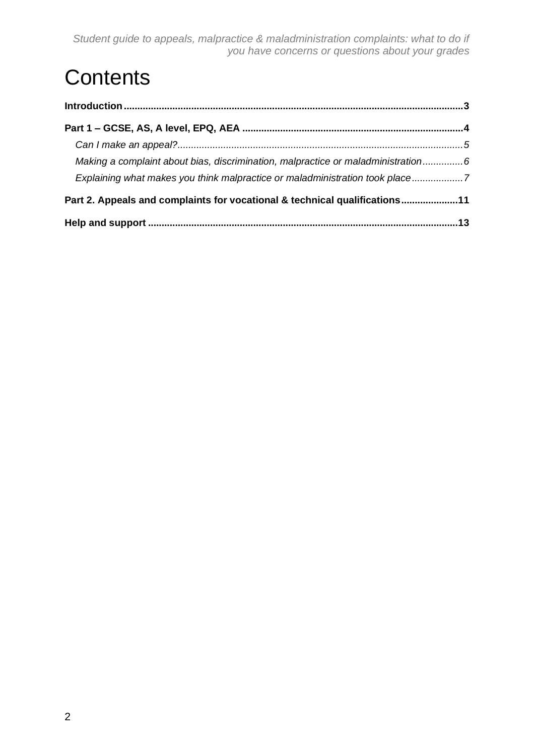# Contents

**Introduction** ... **3**

**Part 1 – GCSE, AS, A level, EPQ, AEA** ... **4**

- *Can I make an appeal?* ... *5*
- *Making a complaint about bias, discrimination, malpractice or maladministration* ... *6*
- *Explaining what makes you think malpractice or maladministration took place* ... *7*

**Part 2. Appeals and complaints for vocational & technical qualifications** ... **11**

**Help and support** ... **13**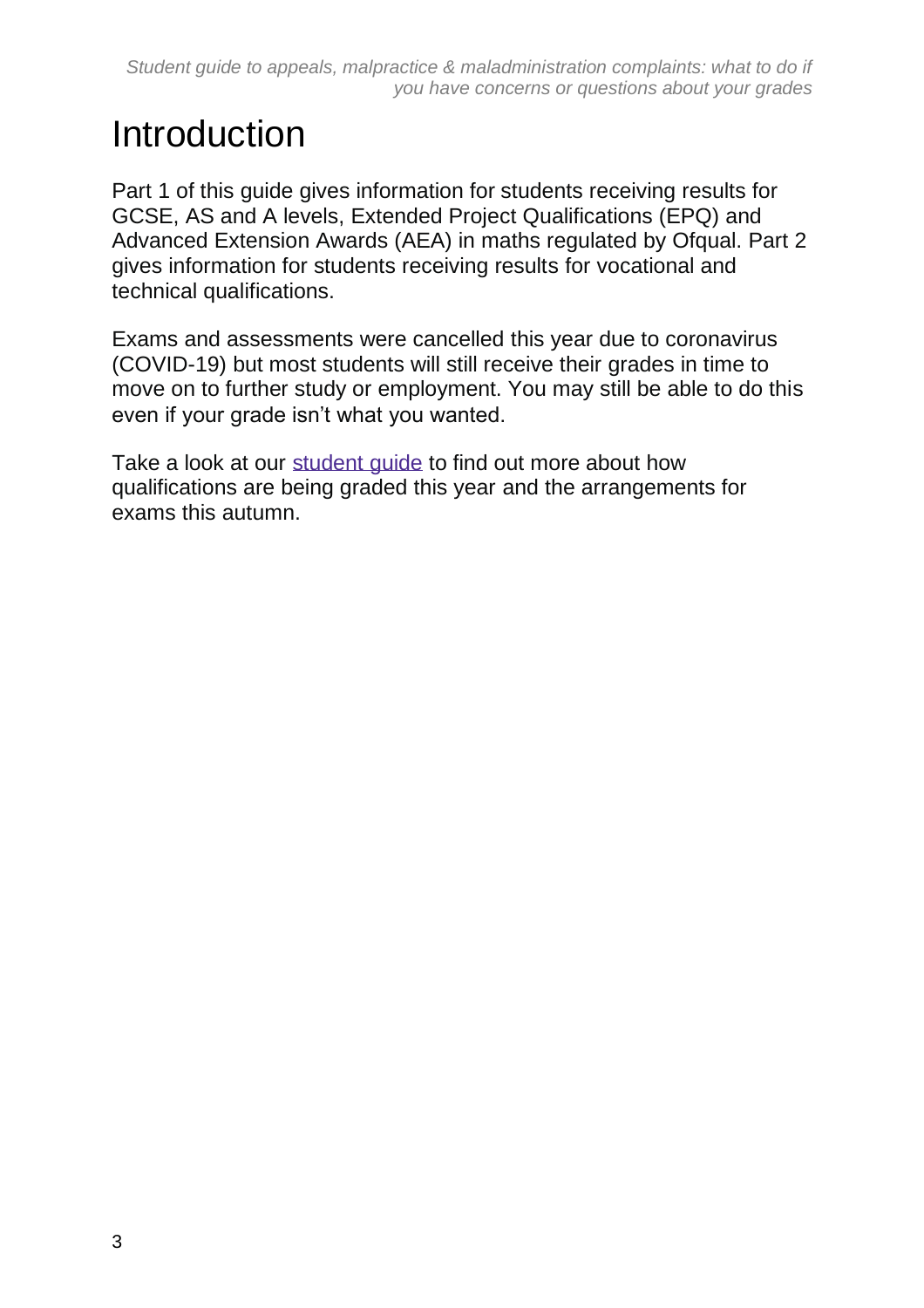# Introduction

Part 1 of this guide gives information for students receiving results for GCSE, AS and A levels, Extended Project Qualifications (EPQ) and Advanced Extension Awards (AEA) in maths regulated by Ofqual. Part 2 gives information for students receiving results for vocational and technical qualifications.

Exams and assessments were cancelled this year due to coronavirus (COVID-19) but most students will still receive their grades in time to move on to further study or employment. You may still be able to do this even if your grade isn't what you wanted.

Take a look at our student guide to find out more about how qualifications are being graded this year and the arrangements for exams this autumn.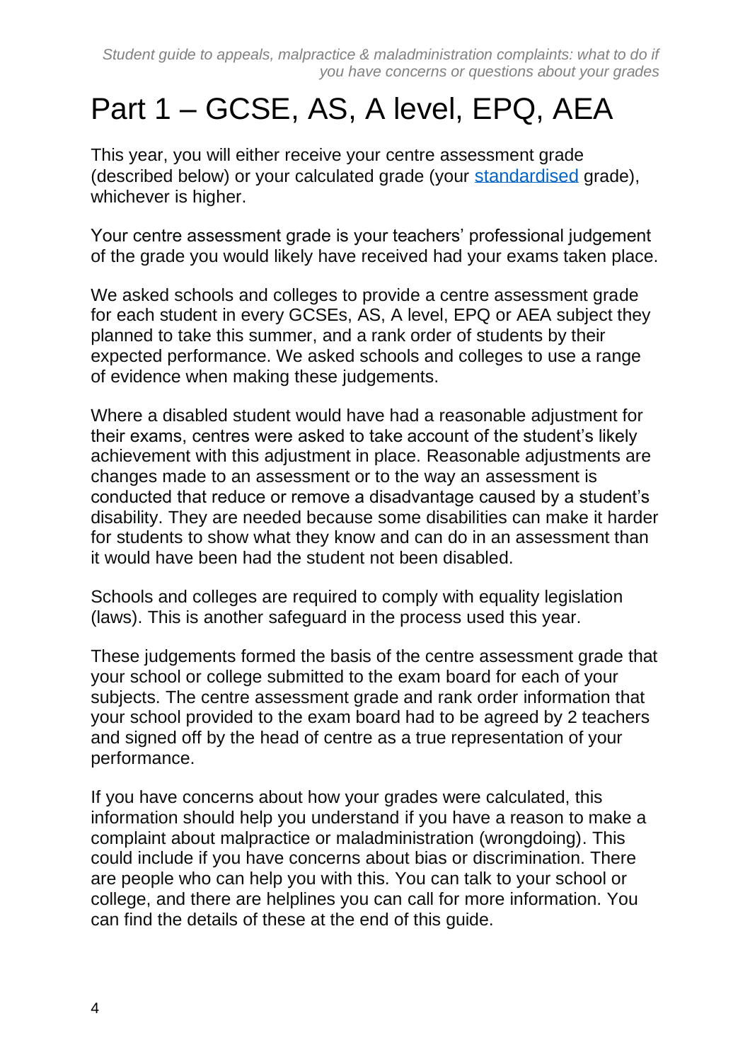# Part 1 – GCSE, AS, A level, EPQ, AEA

This year, you will either receive your centre assessment grade (described below) or your calculated grade (your [standardised](#) grade), whichever is higher.

Your centre assessment grade is your teachers' professional judgement of the grade you would likely have received had your exams taken place.

We asked schools and colleges to provide a centre assessment grade for each student in every GCSEs, AS, A level, EPQ or AEA subject they planned to take this summer, and a rank order of students by their expected performance. We asked schools and colleges to use a range of evidence when making these judgements.

Where a disabled student would have had a reasonable adjustment for their exams, centres were asked to take account of the student's likely achievement with this adjustment in place. Reasonable adjustments are changes made to an assessment or to the way an assessment is conducted that reduce or remove a disadvantage caused by a student's disability. They are needed because some disabilities can make it harder for students to show what they know and can do in an assessment than it would have been had the student not been disabled.

Schools and colleges are required to comply with equality legislation (laws). This is another safeguard in the process used this year.

These judgements formed the basis of the centre assessment grade that your school or college submitted to the exam board for each of your subjects. The centre assessment grade and rank order information that your school provided to the exam board had to be agreed by 2 teachers and signed off by the head of centre as a true representation of your performance.

If you have concerns about how your grades were calculated, this information should help you understand if you have a reason to make a complaint about malpractice or maladministration (wrongdoing). This could include if you have concerns about bias or discrimination. There are people who can help you with this. You can talk to your school or college, and there are helplines you can call for more information. You can find the details of these at the end of this guide.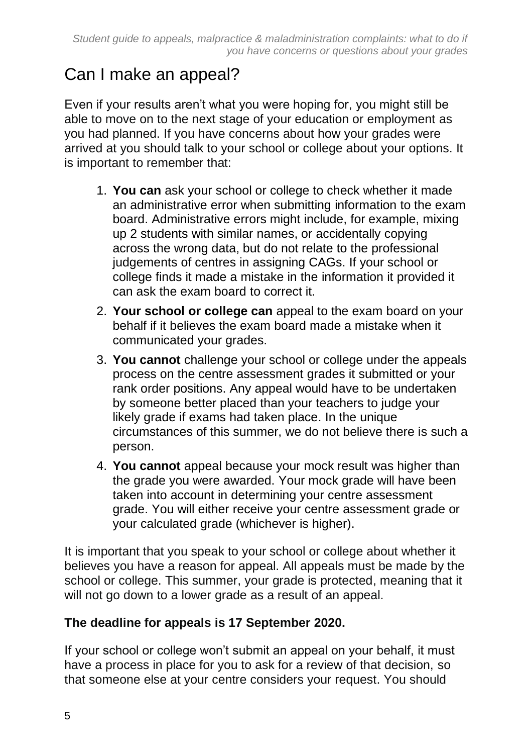# Can I make an appeal?

Even if your results aren't what you were hoping for, you might still be able to move on to the next stage of your education or employment as you had planned. If you have concerns about how your grades were arrived at you should talk to your school or college about your options. It is important to remember that:

1. **You can** ask your school or college to check whether it made an administrative error when submitting information to the exam board. Administrative errors might include, for example, mixing up 2 students with similar names, or accidentally copying across the wrong data, but do not relate to the professional judgements of centres in assigning CAGs. If your school or college finds it made a mistake in the information it provided it can ask the exam board to correct it.
2. **Your school or college can** appeal to the exam board on your behalf if it believes the exam board made a mistake when it communicated your grades.
3. **You cannot** challenge your school or college under the appeals process on the centre assessment grades it submitted or your rank order positions. Any appeal would have to be undertaken by someone better placed than your teachers to judge your likely grade if exams had taken place. In the unique circumstances of this summer, we do not believe there is such a person.
4. **You cannot** appeal because your mock result was higher than the grade you were awarded. Your mock grade will have been taken into account in determining your centre assessment grade. You will either receive your centre assessment grade or your calculated grade (whichever is higher).

It is important that you speak to your school or college about whether it believes you have a reason for appeal. All appeals must be made by the school or college. This summer, your grade is protected, meaning that it will not go down to a lower grade as a result of an appeal.

**The deadline for appeals is 17 September 2020.**

If your school or college won't submit an appeal on your behalf, it must have a process in place for you to ask for a review of that decision, so that someone else at your centre considers your request. You should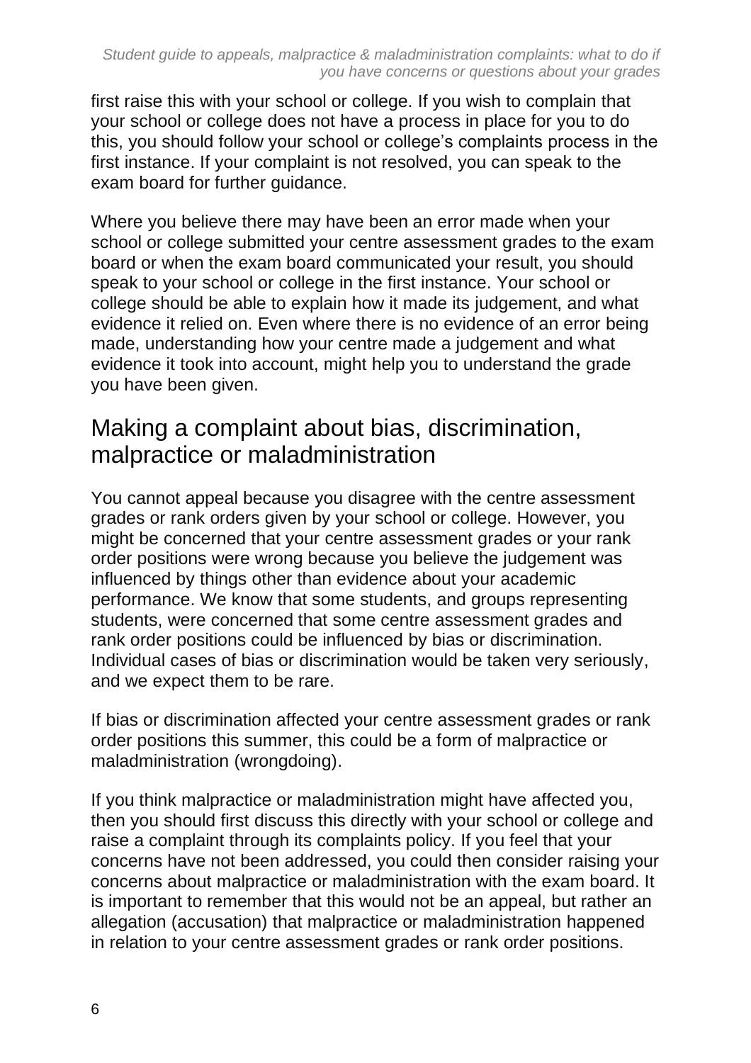first raise this with your school or college. If you wish to complain that your school or college does not have a process in place for you to do this, you should follow your school or college's complaints process in the first instance. If your complaint is not resolved, you can speak to the exam board for further guidance.

Where you believe there may have been an error made when your school or college submitted your centre assessment grades to the exam board or when the exam board communicated your result, you should speak to your school or college in the first instance. Your school or college should be able to explain how it made its judgement, and what evidence it relied on. Even where there is no evidence of an error being made, understanding how your centre made a judgement and what evidence it took into account, might help you to understand the grade you have been given.

## Making a complaint about bias, discrimination, malpractice or maladministration

You cannot appeal because you disagree with the centre assessment grades or rank orders given by your school or college. However, you might be concerned that your centre assessment grades or your rank order positions were wrong because you believe the judgement was influenced by things other than evidence about your academic performance. We know that some students, and groups representing students, were concerned that some centre assessment grades and rank order positions could be influenced by bias or discrimination. Individual cases of bias or discrimination would be taken very seriously, and we expect them to be rare.

If bias or discrimination affected your centre assessment grades or rank order positions this summer, this could be a form of malpractice or maladministration (wrongdoing).

If you think malpractice or maladministration might have affected you, then you should first discuss this directly with your school or college and raise a complaint through its complaints policy. If you feel that your concerns have not been addressed, you could then consider raising your concerns about malpractice or maladministration with the exam board. It is important to remember that this would not be an appeal, but rather an allegation (accusation) that malpractice or maladministration happened in relation to your centre assessment grades or rank order positions.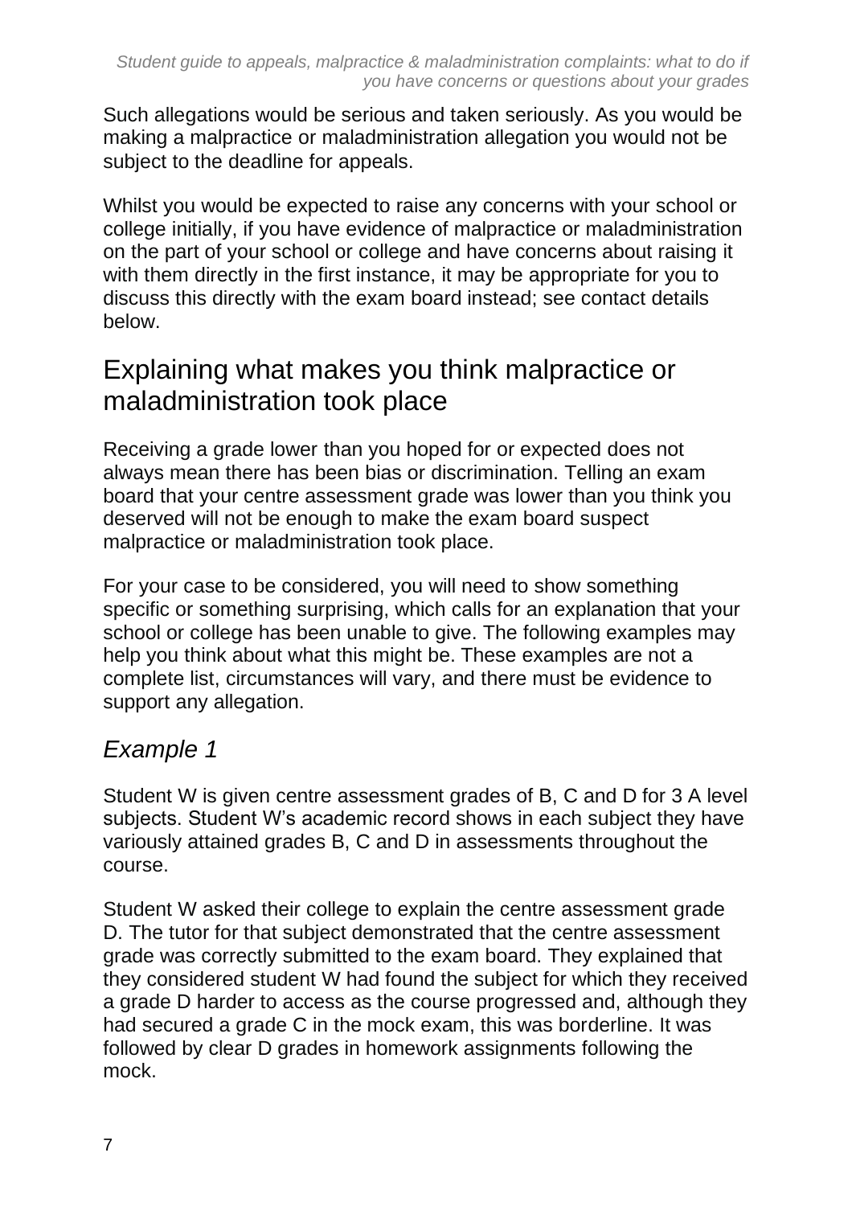Such allegations would be serious and taken seriously. As you would be making a malpractice or maladministration allegation you would not be subject to the deadline for appeals.

Whilst you would be expected to raise any concerns with your school or college initially, if you have evidence of malpractice or maladministration on the part of your school or college and have concerns about raising it with them directly in the first instance, it may be appropriate for you to discuss this directly with the exam board instead; see contact details below.

## Explaining what makes you think malpractice or maladministration took place

Receiving a grade lower than you hoped for or expected does not always mean there has been bias or discrimination. Telling an exam board that your centre assessment grade was lower than you think you deserved will not be enough to make the exam board suspect malpractice or maladministration took place.

For your case to be considered, you will need to show something specific or something surprising, which calls for an explanation that your school or college has been unable to give. The following examples may help you think about what this might be. These examples are not a complete list, circumstances will vary, and there must be evidence to support any allegation.

### *Example 1*

Student W is given centre assessment grades of B, C and D for 3 A level subjects. Student W's academic record shows in each subject they have variously attained grades B, C and D in assessments throughout the course.

Student W asked their college to explain the centre assessment grade D. The tutor for that subject demonstrated that the centre assessment grade was correctly submitted to the exam board. They explained that they considered student W had found the subject for which they received a grade D harder to access as the course progressed and, although they had secured a grade C in the mock exam, this was borderline. It was followed by clear D grades in homework assignments following the mock.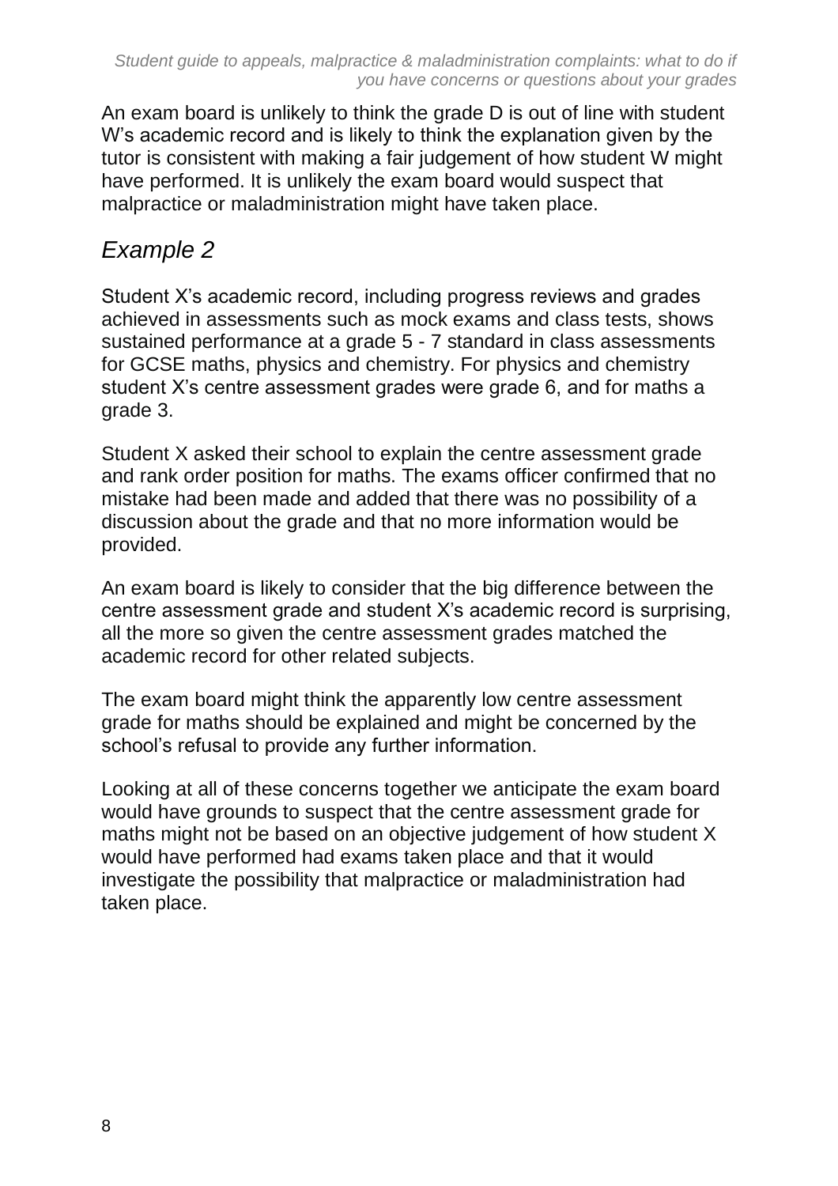An exam board is unlikely to think the grade D is out of line with student W's academic record and is likely to think the explanation given by the tutor is consistent with making a fair judgement of how student W might have performed. It is unlikely the exam board would suspect that malpractice or maladministration might have taken place.

## *Example 2*

Student X's academic record, including progress reviews and grades achieved in assessments such as mock exams and class tests, shows sustained performance at a grade 5 - 7 standard in class assessments for GCSE maths, physics and chemistry. For physics and chemistry student X's centre assessment grades were grade 6, and for maths a grade 3.

Student X asked their school to explain the centre assessment grade and rank order position for maths. The exams officer confirmed that no mistake had been made and added that there was no possibility of a discussion about the grade and that no more information would be provided.

An exam board is likely to consider that the big difference between the centre assessment grade and student X's academic record is surprising, all the more so given the centre assessment grades matched the academic record for other related subjects.

The exam board might think the apparently low centre assessment grade for maths should be explained and might be concerned by the school's refusal to provide any further information.

Looking at all of these concerns together we anticipate the exam board would have grounds to suspect that the centre assessment grade for maths might not be based on an objective judgement of how student X would have performed had exams taken place and that it would investigate the possibility that malpractice or maladministration had taken place.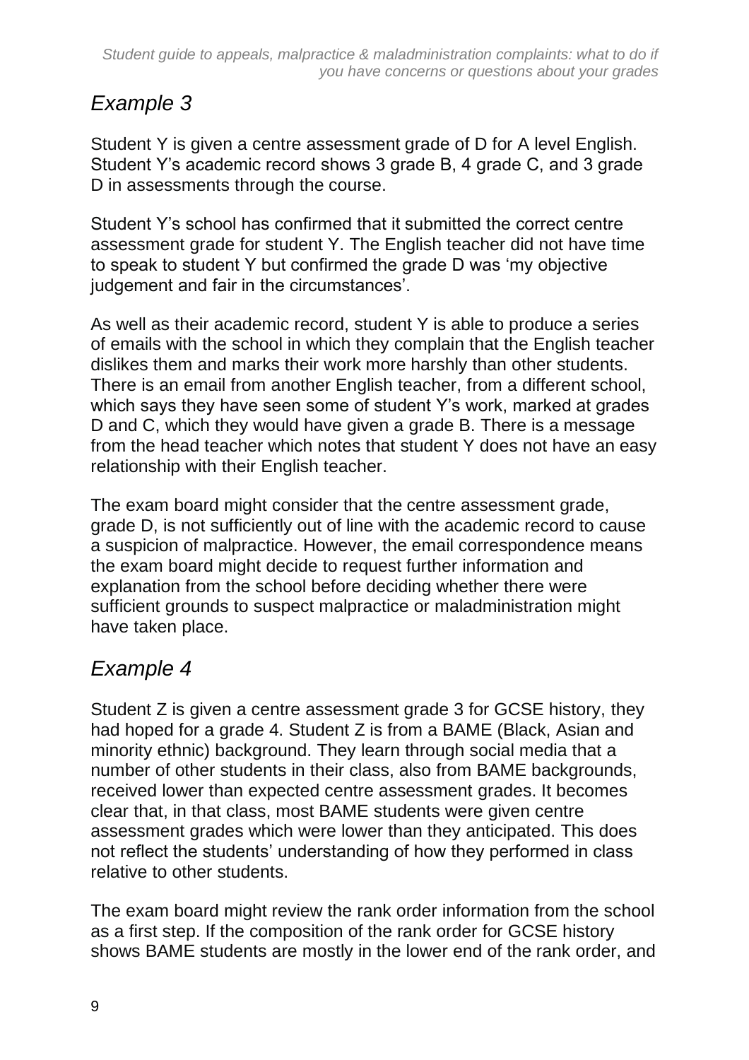## *Example 3*

Student Y is given a centre assessment grade of D for A level English. Student Y's academic record shows 3 grade B, 4 grade C, and 3 grade D in assessments through the course.

Student Y's school has confirmed that it submitted the correct centre assessment grade for student Y. The English teacher did not have time to speak to student Y but confirmed the grade D was 'my objective judgement and fair in the circumstances'.

As well as their academic record, student Y is able to produce a series of emails with the school in which they complain that the English teacher dislikes them and marks their work more harshly than other students. There is an email from another English teacher, from a different school, which says they have seen some of student Y's work, marked at grades D and C, which they would have given a grade B. There is a message from the head teacher which notes that student Y does not have an easy relationship with their English teacher.

The exam board might consider that the centre assessment grade, grade D, is not sufficiently out of line with the academic record to cause a suspicion of malpractice. However, the email correspondence means the exam board might decide to request further information and explanation from the school before deciding whether there were sufficient grounds to suspect malpractice or maladministration might have taken place.

## *Example 4*

Student Z is given a centre assessment grade 3 for GCSE history, they had hoped for a grade 4. Student Z is from a BAME (Black, Asian and minority ethnic) background. They learn through social media that a number of other students in their class, also from BAME backgrounds, received lower than expected centre assessment grades. It becomes clear that, in that class, most BAME students were given centre assessment grades which were lower than they anticipated. This does not reflect the students' understanding of how they performed in class relative to other students.

The exam board might review the rank order information from the school as a first step. If the composition of the rank order for GCSE history shows BAME students are mostly in the lower end of the rank order, and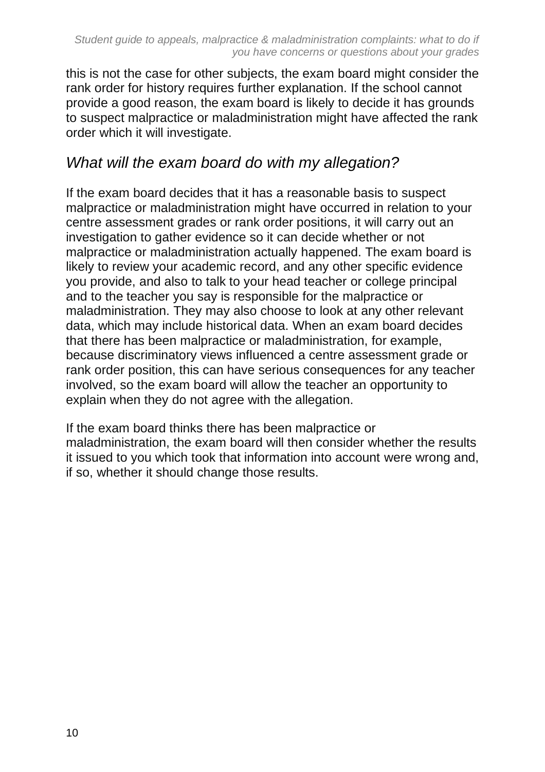this is not the case for other subjects, the exam board might consider the rank order for history requires further explanation. If the school cannot provide a good reason, the exam board is likely to decide it has grounds to suspect malpractice or maladministration might have affected the rank order which it will investigate.

## *What will the exam board do with my allegation?*

If the exam board decides that it has a reasonable basis to suspect malpractice or maladministration might have occurred in relation to your centre assessment grades or rank order positions, it will carry out an investigation to gather evidence so it can decide whether or not malpractice or maladministration actually happened. The exam board is likely to review your academic record, and any other specific evidence you provide, and also to talk to your head teacher or college principal and to the teacher you say is responsible for the malpractice or maladministration. They may also choose to look at any other relevant data, which may include historical data. When an exam board decides that there has been malpractice or maladministration, for example, because discriminatory views influenced a centre assessment grade or rank order position, this can have serious consequences for any teacher involved, so the exam board will allow the teacher an opportunity to explain when they do not agree with the allegation.

If the exam board thinks there has been malpractice or maladministration, the exam board will then consider whether the results it issued to you which took that information into account were wrong and, if so, whether it should change those results.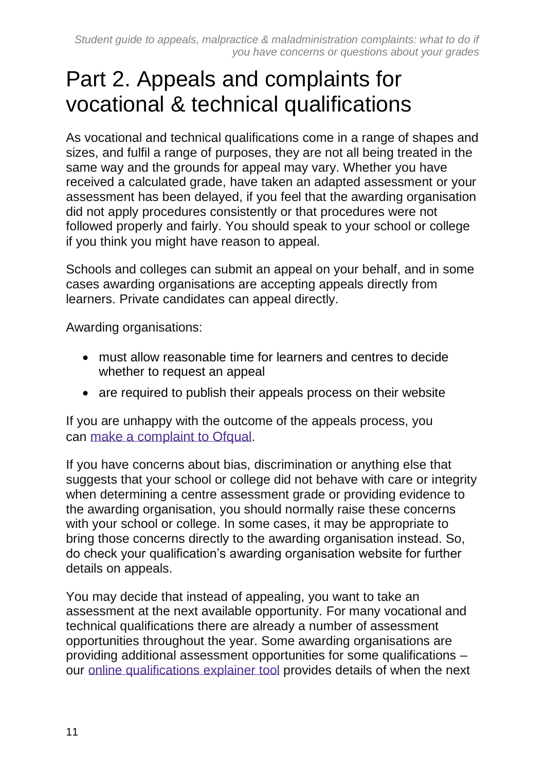# Part 2. Appeals and complaints for vocational & technical qualifications

As vocational and technical qualifications come in a range of shapes and sizes, and fulfil a range of purposes, they are not all being treated in the same way and the grounds for appeal may vary. Whether you have received a calculated grade, have taken an adapted assessment or your assessment has been delayed, if you feel that the awarding organisation did not apply procedures consistently or that procedures were not followed properly and fairly. You should speak to your school or college if you think you might have reason to appeal.

Schools and colleges can submit an appeal on your behalf, and in some cases awarding organisations are accepting appeals directly from learners. Private candidates can appeal directly.

Awarding organisations:

- must allow reasonable time for learners and centres to decide whether to request an appeal
- are required to publish their appeals process on their website

If you are unhappy with the outcome of the appeals process, you can [make a complaint to Ofqual](#).

If you have concerns about bias, discrimination or anything else that suggests that your school or college did not behave with care or integrity when determining a centre assessment grade or providing evidence to the awarding organisation, you should normally raise these concerns with your school or college. In some cases, it may be appropriate to bring those concerns directly to the awarding organisation instead. So, do check your qualification's awarding organisation website for further details on appeals.

You may decide that instead of appealing, you want to take an assessment at the next available opportunity. For many vocational and technical qualifications there are already a number of assessment opportunities throughout the year. Some awarding organisations are providing additional assessment opportunities for some qualifications – our [online qualifications explainer tool](#) provides details of when the next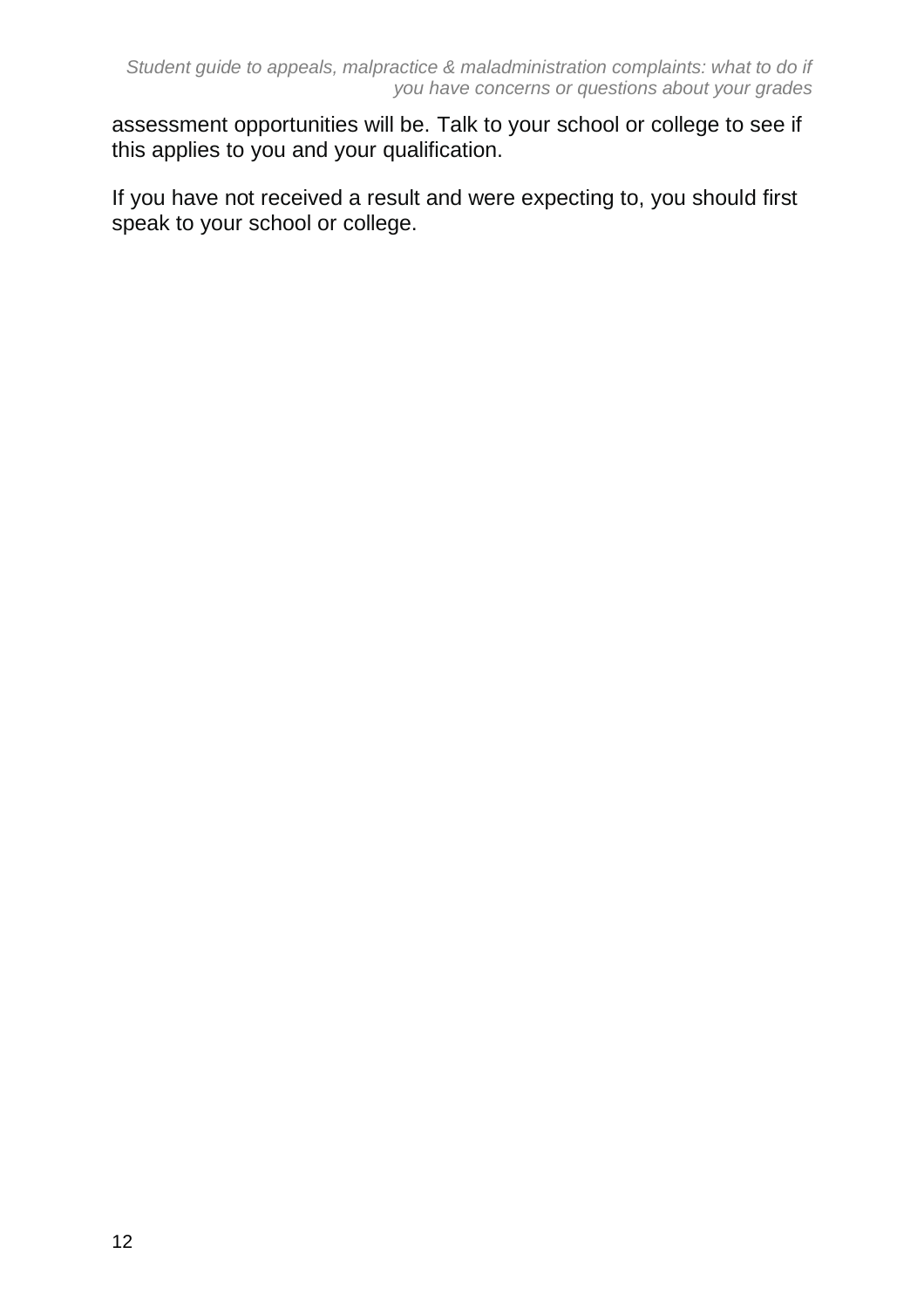assessment opportunities will be. Talk to your school or college to see if this applies to you and your qualification.

If you have not received a result and were expecting to, you should first speak to your school or college.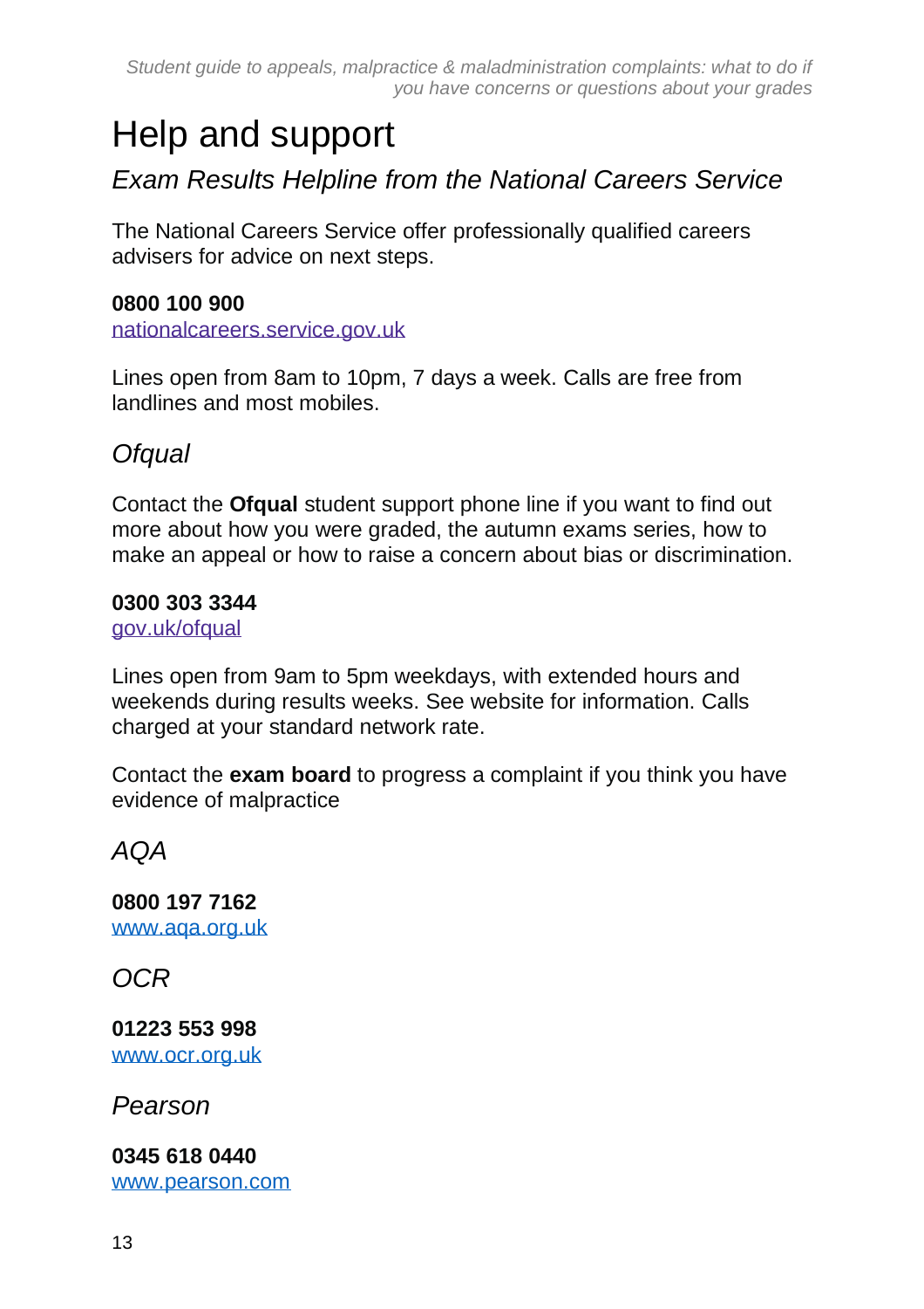# Help and support

## *Exam Results Helpline from the National Careers Service*

The National Careers Service offer professionally qualified careers advisers for advice on next steps.

**0800 100 900**
[nationalcareers.service.gov.uk](https://nationalcareers.service.gov.uk)

Lines open from 8am to 10pm, 7 days a week. Calls are free from landlines and most mobiles.

## *Ofqual*

Contact the **Ofqual** student support phone line if you want to find out more about how you were graded, the autumn exams series, how to make an appeal or how to raise a concern about bias or discrimination.

**0300 303 3344**
[gov.uk/ofqual](https://gov.uk/ofqual)

Lines open from 9am to 5pm weekdays, with extended hours and weekends during results weeks. See website for information. Calls charged at your standard network rate.

Contact the **exam board** to progress a complaint if you think you have evidence of malpractice

## *AQA*

**0800 197 7162**
[www.aqa.org.uk](http://www.aqa.org.uk)

## *OCR*

**01223 553 998**
[www.ocr.org.uk](http://www.ocr.org.uk)

## *Pearson*

**0345 618 0440**
[www.pearson.com](http://www.pearson.com)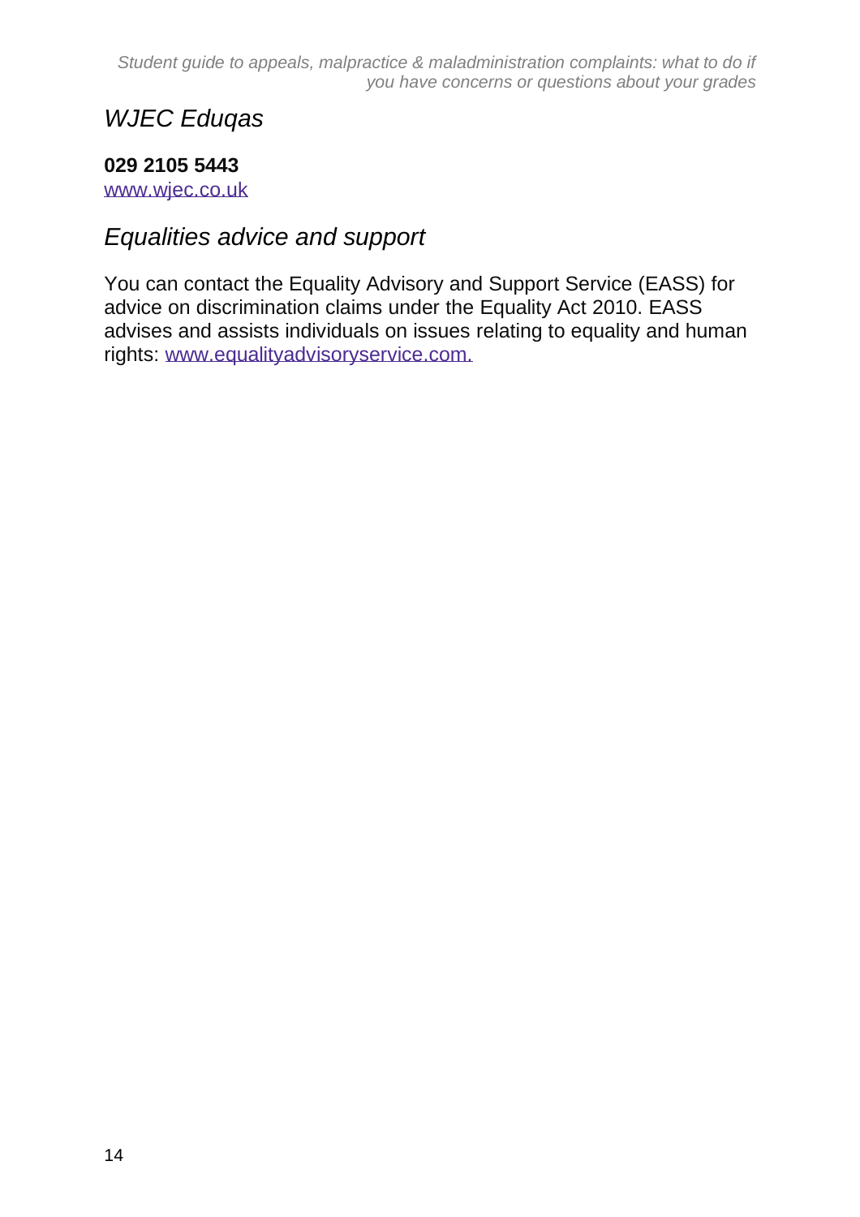## *WJEC Eduqas*

**029 2105 5443**
[www.wjec.co.uk](http://www.wjec.co.uk)

## *Equalities advice and support*

You can contact the Equality Advisory and Support Service (EASS) for advice on discrimination claims under the Equality Act 2010. EASS advises and assists individuals on issues relating to equality and human rights: [www.equalityadvisoryservice.com.](http://www.equalityadvisoryservice.com)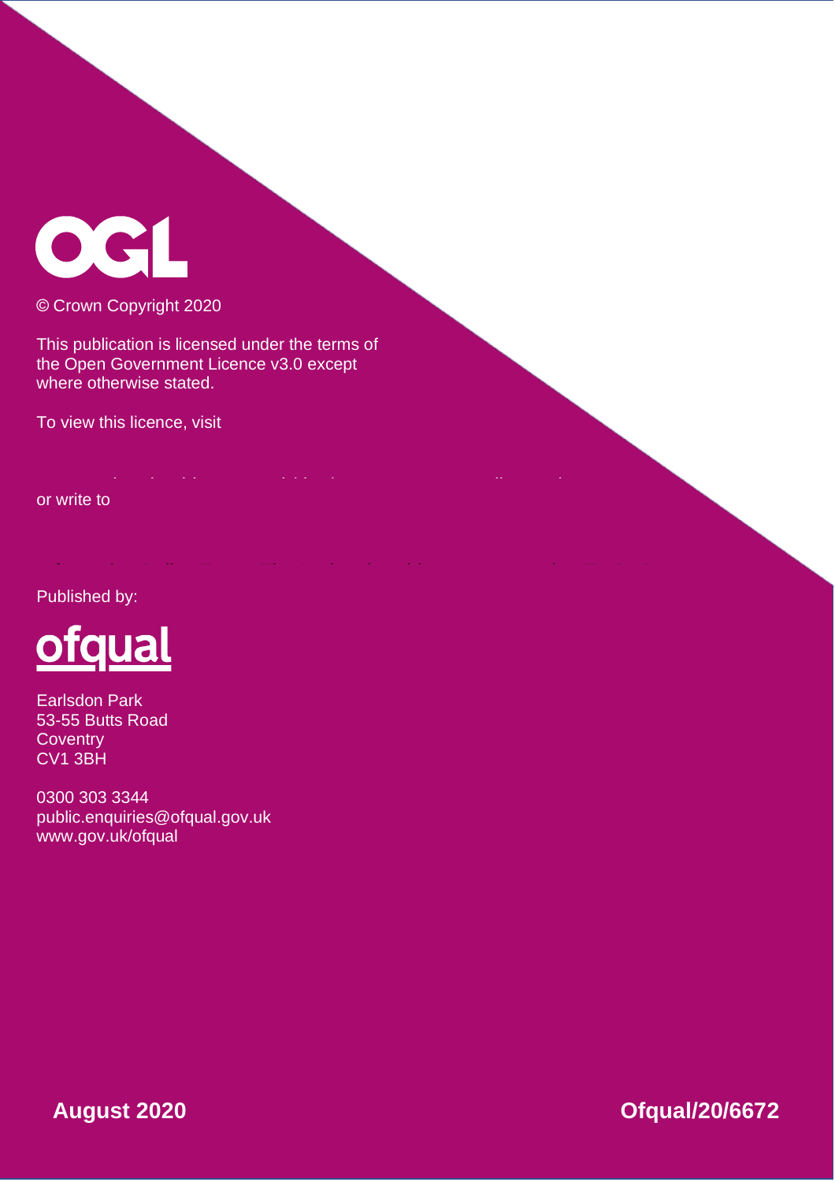OGL

© Crown Copyright 2020

This publication is licensed under the terms of the Open Government Licence v3.0 except where otherwise stated.

To view this licence, visit

or write to

Published by:

ofqual

Earlsdon Park
53-55 Butts Road
Coventry
CV1 3BH

0300 303 3344
public.enquiries@ofqual.gov.uk
www.gov.uk/ofqual

**August 2020** **Ofqual/20/6672**